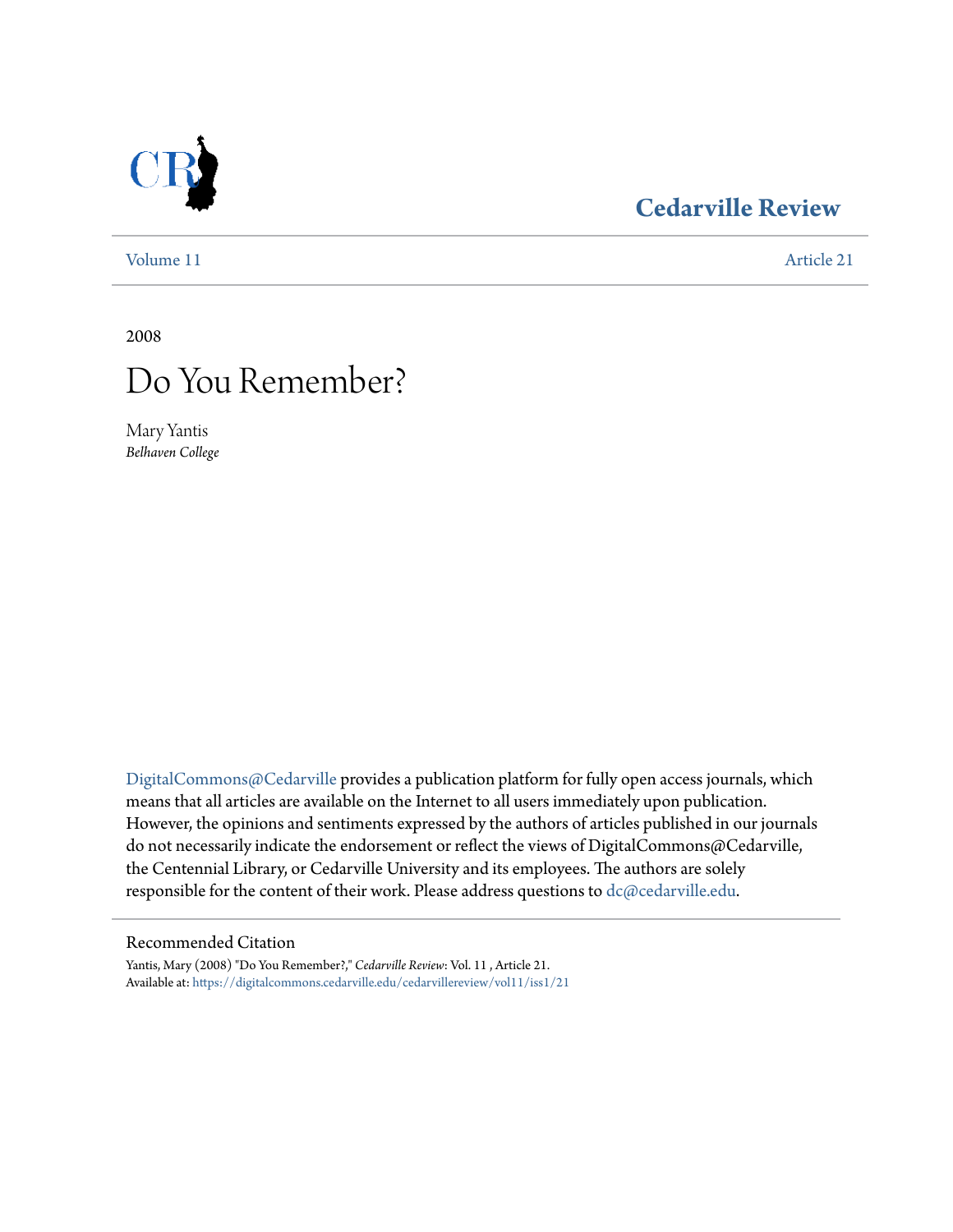Cedarville Review

Volume 11 Article 21

2008

# Do You Remember?

Mary Yantis
*Belhaven College*

DigitalCommons@Cedarville provides a publication platform for fully open access journals, which means that all articles are available on the Internet to all users immediately upon publication. However, the opinions and sentiments expressed by the authors of articles published in our journals do not necessarily indicate the endorsement or reflect the views of DigitalCommons@Cedarville, the Centennial Library, or Cedarville University and its employees. The authors are solely responsible for the content of their work. Please address questions to dc@cedarville.edu.

## Recommended Citation

Yantis, Mary (2008) "Do You Remember?," *Cedarville Review*: Vol. 11 , Article 21.
Available at: https://digitalcommons.cedarville.edu/cedarvillereview/vol11/iss1/21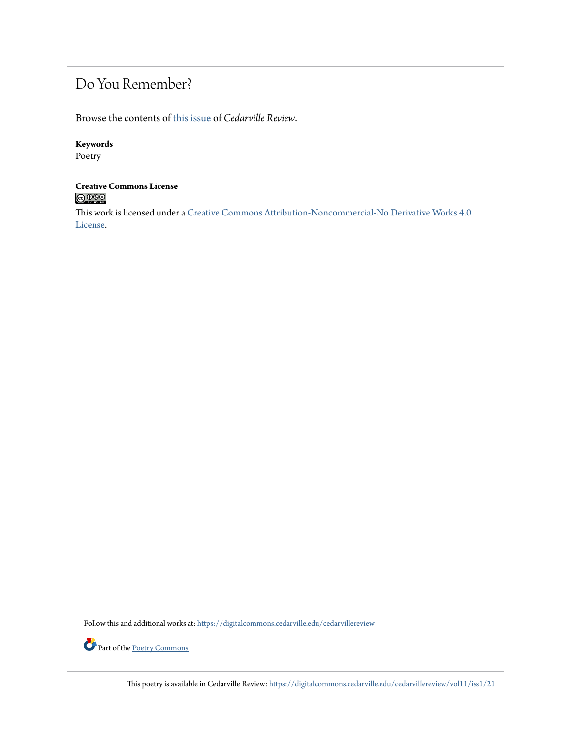# Do You Remember?

Browse the contents of this issue of *Cedarville Review*.

**Keywords**

Poetry

**Creative Commons License**

This work is licensed under a Creative Commons Attribution-Noncommercial-No Derivative Works 4.0 License.

Follow this and additional works at: https://digitalcommons.cedarville.edu/cedarvillereview

Part of the Poetry Commons

This poetry is available in Cedarville Review: https://digitalcommons.cedarville.edu/cedarvillereview/vol11/iss1/21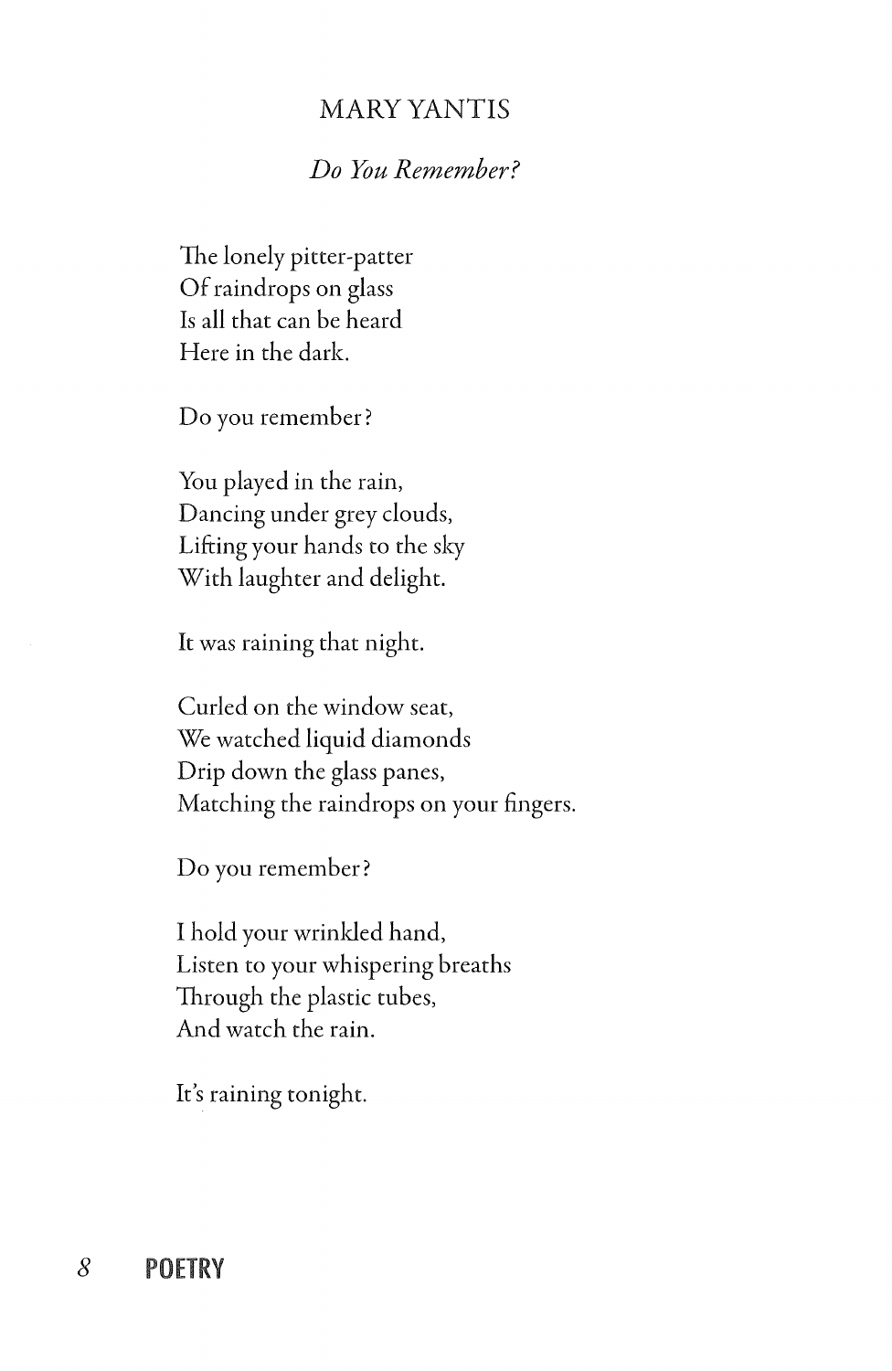## MARY YANTIS

### *Do You Remember?*

The lonely pitter-patter  
Of raindrops on glass  
Is all that can be heard  
Here in the dark.

Do you remember?

You played in the rain,  
Dancing under grey clouds,  
Lifting your hands to the sky  
With laughter and delight.

It was raining that night.

Curled on the window seat,  
We watched liquid diamonds  
Drip down the glass panes,  
Matching the raindrops on your fingers.

Do you remember?

I hold your wrinkled hand,  
Listen to your whispering breaths  
Through the plastic tubes,  
And watch the rain.

It's raining tonight.